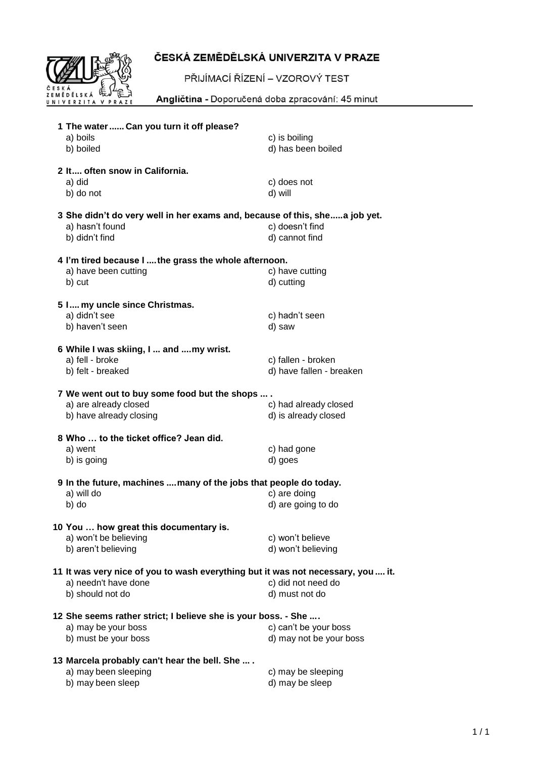# ČESKÁ ZEMĚDĚLSKÁ UNIVERZITA V PRAZE

PŘIJÍMACÍ ŘÍZENÍ – VZOROVÝ TEST

**Angličtina** - Doporučená doba zpracování: 45 minut

**1 The water ...... Can you turn it off please?**

a) boils
b) boiled
c) is boiling
d) has been boiled

**2 It.... often snow in California.**

a) did
b) do not
c) does not
d) will

**3 She didn't do very well in her exams and, because of this, she.....a job yet.**

a) hasn't found
b) didn't find
c) doesn't find
d) cannot find

**4 I'm tired because I ....the grass the whole afternoon.**

a) have been cutting
b) cut
c) have cutting
d) cutting

**5 I.... my uncle since Christmas.**

a) didn't see
b) haven't seen
c) hadn't seen
d) saw

**6 While I was skiing, I ... and ....my wrist.**

a) fell - broke
b) felt - breaked
c) fallen - broken
d) have fallen - breaken

**7 We went out to buy some food but the shops ... .**

a) are already closed
b) have already closing
c) had already closed
d) is already closed

**8 Who … to the ticket office? Jean did.**

a) went
b) is going
c) had gone
d) goes

**9 In the future, machines ....many of the jobs that people do today.**

a) will do
b) do
c) are doing
d) are going to do

**10 You … how great this documentary is.**

a) won't be believing
b) aren't believing
c) won't believe
d) won't believing

**11 It was very nice of you to wash everything but it was not necessary, you .... it.**

a) needn't have done
b) should not do
c) did not need do
d) must not do

**12 She seems rather strict; I believe she is your boss. - She ....**

a) may be your boss
b) must be your boss
c) can't be your boss
d) may not be your boss

**13 Marcela probably can't hear the bell. She ... .**

a) may been sleeping
b) may been sleep
c) may be sleeping
d) may be sleep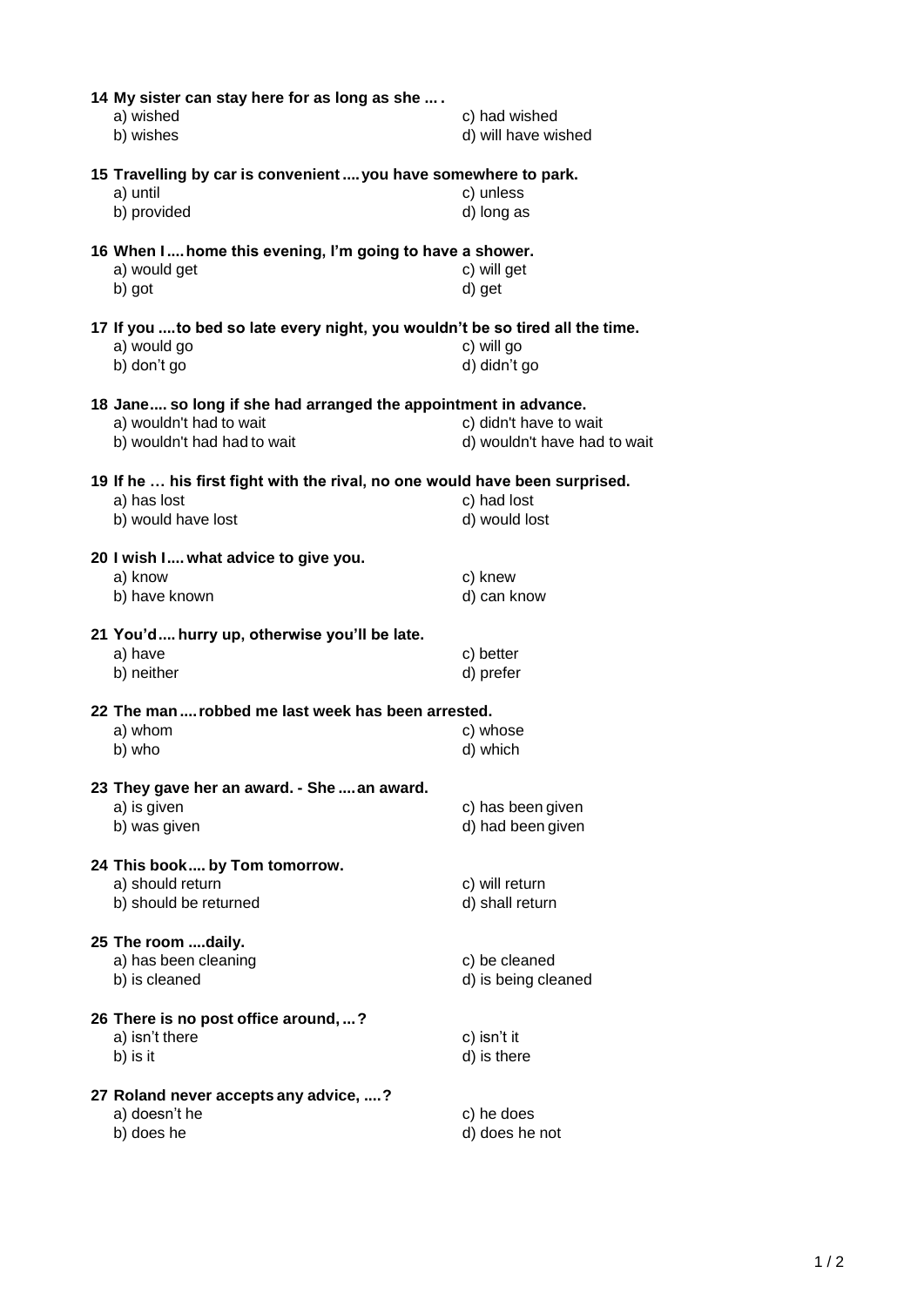**14 My sister can stay here for as long as she ... .**

a) wished
b) wishes
c) had wished
d) will have wished

**15 Travelling by car is convenient .... you have somewhere to park.**

a) until
b) provided
c) unless
d) long as

**16 When I .... home this evening, I'm going to have a shower.**

a) would get
b) got
c) will get
d) get

**17 If you ....to bed so late every night, you wouldn't be so tired all the time.**

a) would go
b) don't go
c) will go
d) didn't go

**18 Jane.... so long if she had arranged the appointment in advance.**

a) wouldn't had to wait
b) wouldn't had had to wait
c) didn't have to wait
d) wouldn't have had to wait

**19 If he … his first fight with the rival, no one would have been surprised.**

a) has lost
b) would have lost
c) had lost
d) would lost

**20 I wish I.... what advice to give you.**

a) know
b) have known
c) knew
d) can know

**21 You'd.... hurry up, otherwise you'll be late.**

a) have
b) neither
c) better
d) prefer

**22 The man .... robbed me last week has been arrested.**

a) whom
b) who
c) whose
d) which

**23 They gave her an award. - She .... an award.**

a) is given
b) was given
c) has been given
d) had been given

**24 This book.... by Tom tomorrow.**

a) should return
b) should be returned
c) will return
d) shall return

**25 The room ....daily.**

a) has been cleaning
b) is cleaned
c) be cleaned
d) is being cleaned

**26 There is no post office around, ...?**

a) isn't there
b) is it
c) isn't it
d) is there

**27 Roland never accepts any advice, ....?**

a) doesn't he
b) does he
c) he does
d) does he not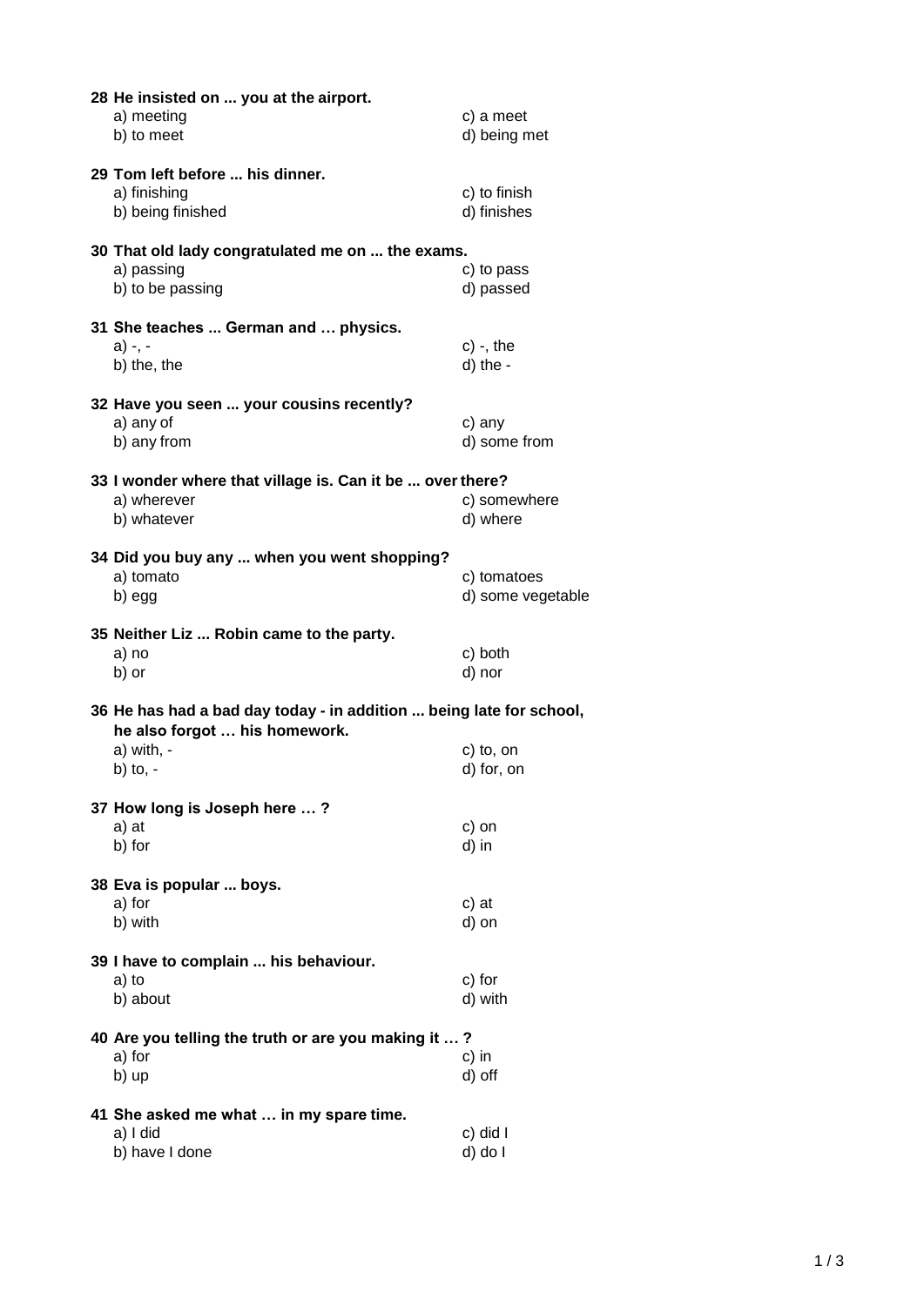**28 He insisted on ... you at the airport.**

a) meeting
b) to meet
c) a meet
d) being met

**29 Tom left before ... his dinner.**

a) finishing
b) being finished
c) to finish
d) finishes

**30 That old lady congratulated me on ... the exams.**

a) passing
b) to be passing
c) to pass
d) passed

**31 She teaches ... German and … physics.**

a) -, -
b) the, the
c) -, the
d) the -

**32 Have you seen ... your cousins recently?**

a) any of
b) any from
c) any
d) some from

**33 I wonder where that village is. Can it be ... over there?**

a) wherever
b) whatever
c) somewhere
d) where

**34 Did you buy any ... when you went shopping?**

a) tomato
b) egg
c) tomatoes
d) some vegetable

**35 Neither Liz ... Robin came to the party.**

a) no
b) or
c) both
d) nor

**36 He has had a bad day today - in addition ... being late for school, he also forgot … his homework.**

a) with, -
b) to, -
c) to, on
d) for, on

**37 How long is Joseph here … ?**

a) at
b) for
c) on
d) in

**38 Eva is popular ... boys.**

a) for
b) with
c) at
d) on

**39 I have to complain ... his behaviour.**

a) to
b) about
c) for
d) with

**40 Are you telling the truth or are you making it … ?**

a) for
b) up
c) in
d) off

**41 She asked me what … in my spare time.**

a) I did
b) have I done
c) did I
d) do I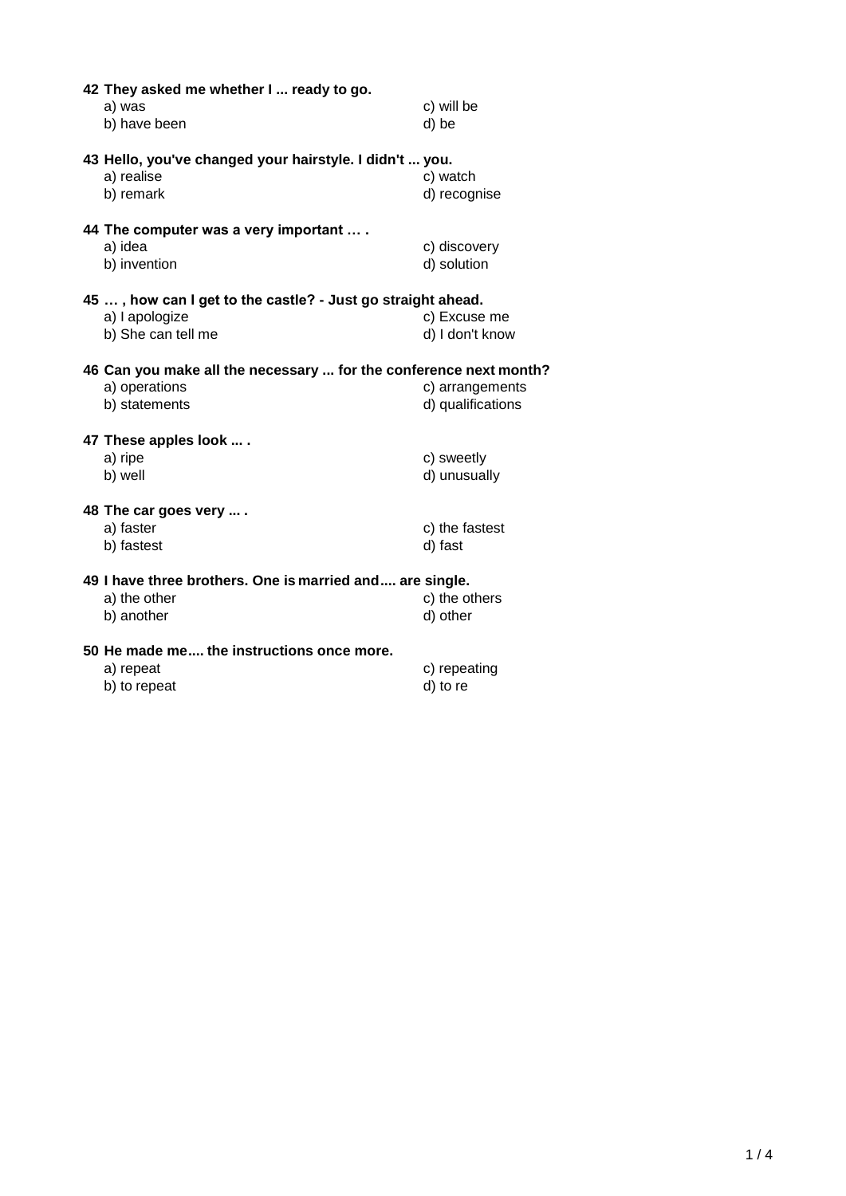**42 They asked me whether I ... ready to go.**

a) was
b) have been
c) will be
d) be

**43 Hello, you've changed your hairstyle. I didn't ... you.**

a) realise
b) remark
c) watch
d) recognise

**44 The computer was a very important … .**

a) idea
b) invention
c) discovery
d) solution

**45 … , how can I get to the castle? - Just go straight ahead.**

a) I apologize
b) She can tell me
c) Excuse me
d) I don't know

**46 Can you make all the necessary ... for the conference next month?**

a) operations
b) statements
c) arrangements
d) qualifications

**47 These apples look ... .**

a) ripe
b) well
c) sweetly
d) unusually

**48 The car goes very ... .**

a) faster
b) fastest
c) the fastest
d) fast

**49 I have three brothers. One is married and.... are single.**

a) the other
b) another
c) the others
d) other

**50 He made me.... the instructions once more.**

a) repeat
b) to repeat
c) repeating
d) to re